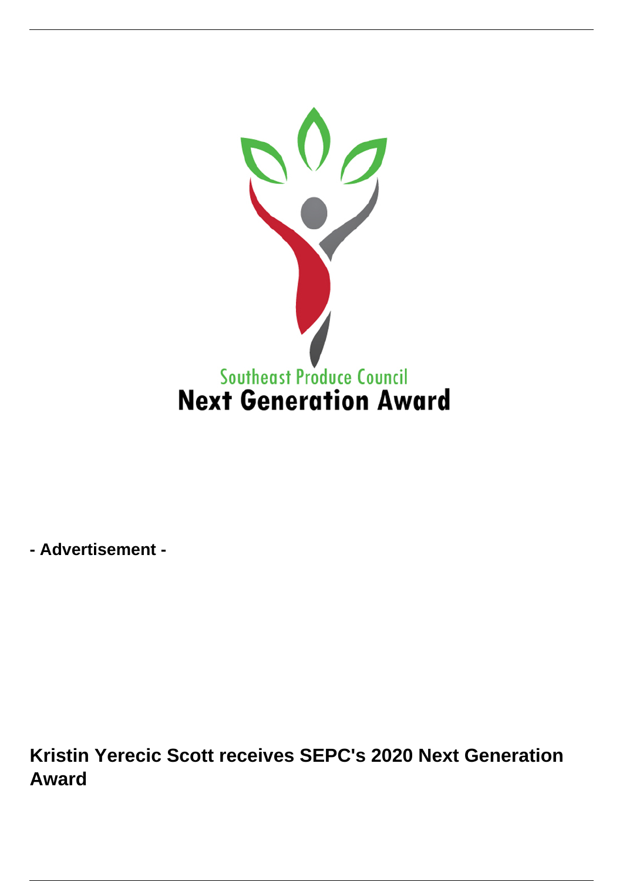Southeast Produce Council
**Next Generation Award**

**- Advertisement -**

## Kristin Yerecic Scott receives SEPC's 2020 Next Generation Award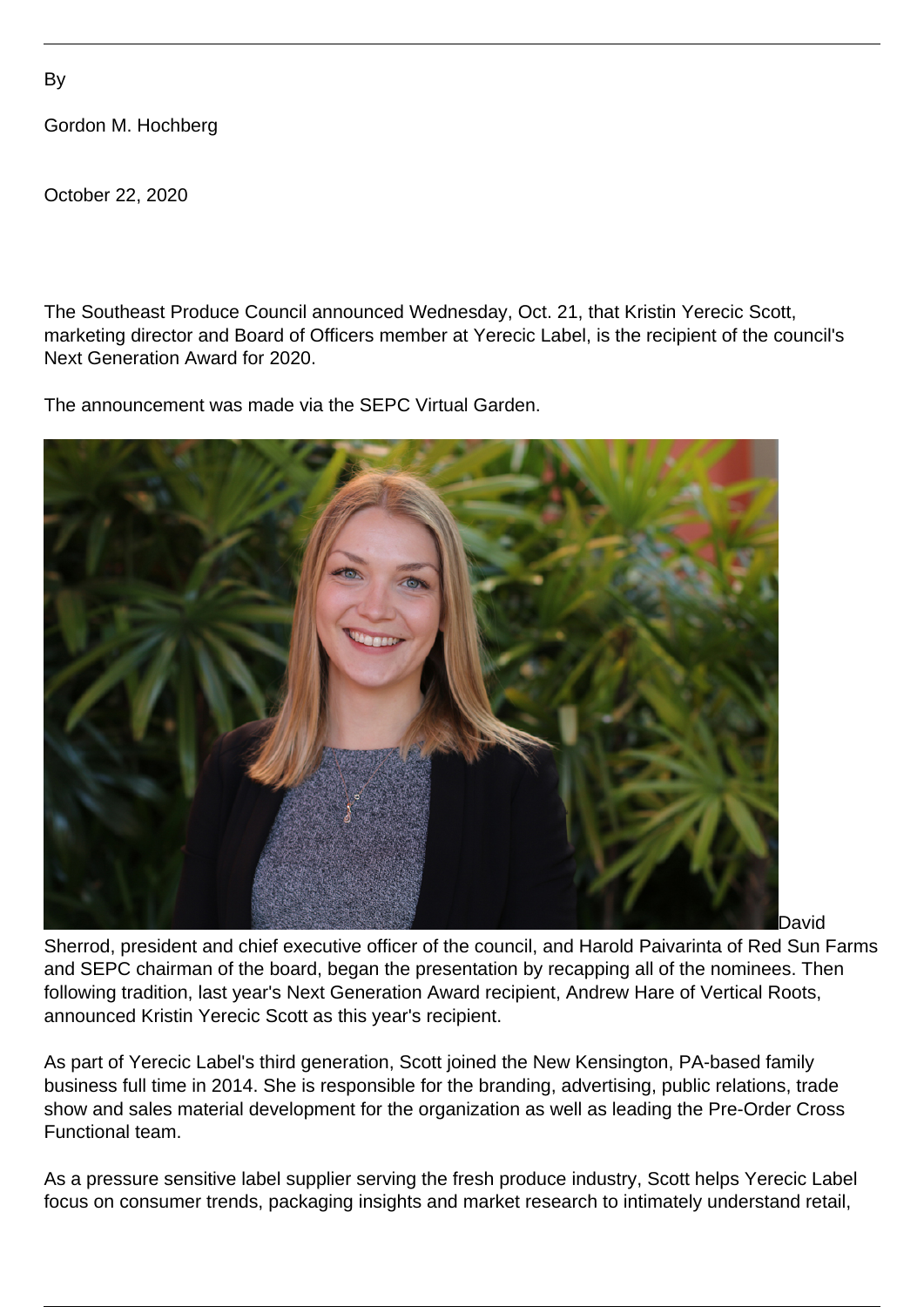By

Gordon M. Hochberg

October 22, 2020

The Southeast Produce Council announced Wednesday, Oct. 21, that Kristin Yerecic Scott, marketing director and Board of Officers member at Yerecic Label, is the recipient of the council's Next Generation Award for 2020.

The announcement was made via the SEPC Virtual Garden.

David Sherrod, president and chief executive officer of the council, and Harold Paivarinta of Red Sun Farms and SEPC chairman of the board, began the presentation by recapping all of the nominees. Then following tradition, last year's Next Generation Award recipient, Andrew Hare of Vertical Roots, announced Kristin Yerecic Scott as this year's recipient.

As part of Yerecic Label's third generation, Scott joined the New Kensington, PA-based family business full time in 2014. She is responsible for the branding, advertising, public relations, trade show and sales material development for the organization as well as leading the Pre-Order Cross Functional team.

As a pressure sensitive label supplier serving the fresh produce industry, Scott helps Yerecic Label focus on consumer trends, packaging insights and market research to intimately understand retail,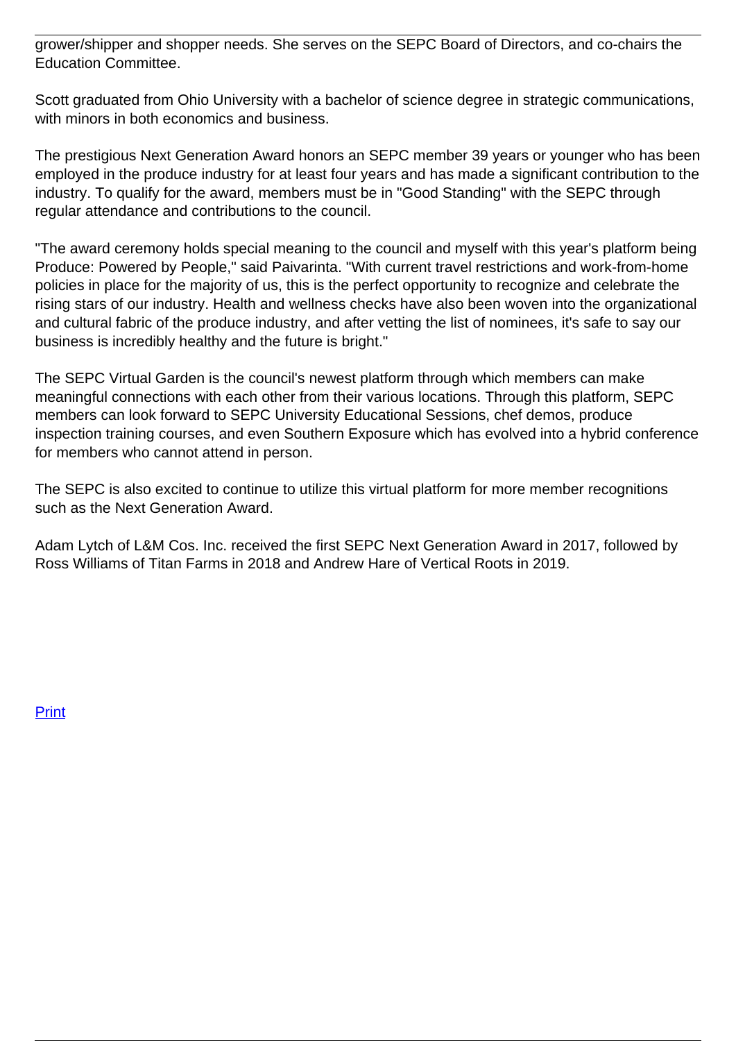grower/shipper and shopper needs. She serves on the SEPC Board of Directors, and co-chairs the Education Committee.

Scott graduated from Ohio University with a bachelor of science degree in strategic communications, with minors in both economics and business.

The prestigious Next Generation Award honors an SEPC member 39 years or younger who has been employed in the produce industry for at least four years and has made a significant contribution to the industry. To qualify for the award, members must be in "Good Standing" with the SEPC through regular attendance and contributions to the council.

"The award ceremony holds special meaning to the council and myself with this year's platform being Produce: Powered by People," said Paivarinta. "With current travel restrictions and work-from-home policies in place for the majority of us, this is the perfect opportunity to recognize and celebrate the rising stars of our industry. Health and wellness checks have also been woven into the organizational and cultural fabric of the produce industry, and after vetting the list of nominees, it's safe to say our business is incredibly healthy and the future is bright."

The SEPC Virtual Garden is the council's newest platform through which members can make meaningful connections with each other from their various locations. Through this platform, SEPC members can look forward to SEPC University Educational Sessions, chef demos, produce inspection training courses, and even Southern Exposure which has evolved into a hybrid conference for members who cannot attend in person.

The SEPC is also excited to continue to utilize this virtual platform for more member recognitions such as the Next Generation Award.

Adam Lytch of L&M Cos. Inc. received the first SEPC Next Generation Award in 2017, followed by Ross Williams of Titan Farms in 2018 and Andrew Hare of Vertical Roots in 2019.

Print